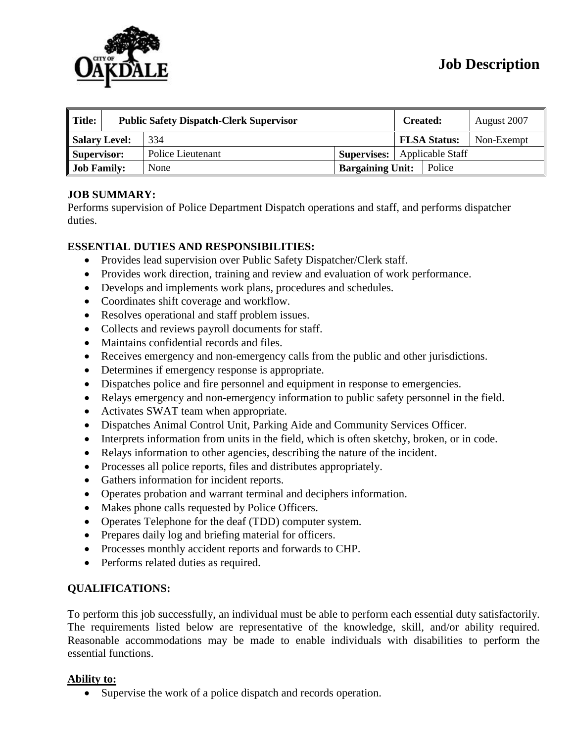# Job Description

| Title: | Public Safety Dispatch-Clerk Supervisor | | Created: | August 2007 |
|---|---|---|---|---|
| Salary Level: | 334 | | FLSA Status: | Non-Exempt |
| Supervisor: | Police Lieutenant | Supervises: | Applicable Staff | |
| Job Family: | None | Bargaining Unit: | Police | |

**JOB SUMMARY:**
Performs supervision of Police Department Dispatch operations and staff, and performs dispatcher duties.

**ESSENTIAL DUTIES AND RESPONSIBILITIES:**

- Provides lead supervision over Public Safety Dispatcher/Clerk staff.
- Provides work direction, training and review and evaluation of work performance.
- Develops and implements work plans, procedures and schedules.
- Coordinates shift coverage and workflow.
- Resolves operational and staff problem issues.
- Collects and reviews payroll documents for staff.
- Maintains confidential records and files.
- Receives emergency and non-emergency calls from the public and other jurisdictions.
- Determines if emergency response is appropriate.
- Dispatches police and fire personnel and equipment in response to emergencies.
- Relays emergency and non-emergency information to public safety personnel in the field.
- Activates SWAT team when appropriate.
- Dispatches Animal Control Unit, Parking Aide and Community Services Officer.
- Interprets information from units in the field, which is often sketchy, broken, or in code.
- Relays information to other agencies, describing the nature of the incident.
- Processes all police reports, files and distributes appropriately.
- Gathers information for incident reports.
- Operates probation and warrant terminal and deciphers information.
- Makes phone calls requested by Police Officers.
- Operates Telephone for the deaf (TDD) computer system.
- Prepares daily log and briefing material for officers.
- Processes monthly accident reports and forwards to CHP.
- Performs related duties as required.

**QUALIFICATIONS:**

To perform this job successfully, an individual must be able to perform each essential duty satisfactorily. The requirements listed below are representative of the knowledge, skill, and/or ability required. Reasonable accommodations may be made to enable individuals with disabilities to perform the essential functions.

**Ability to:**

- Supervise the work of a police dispatch and records operation.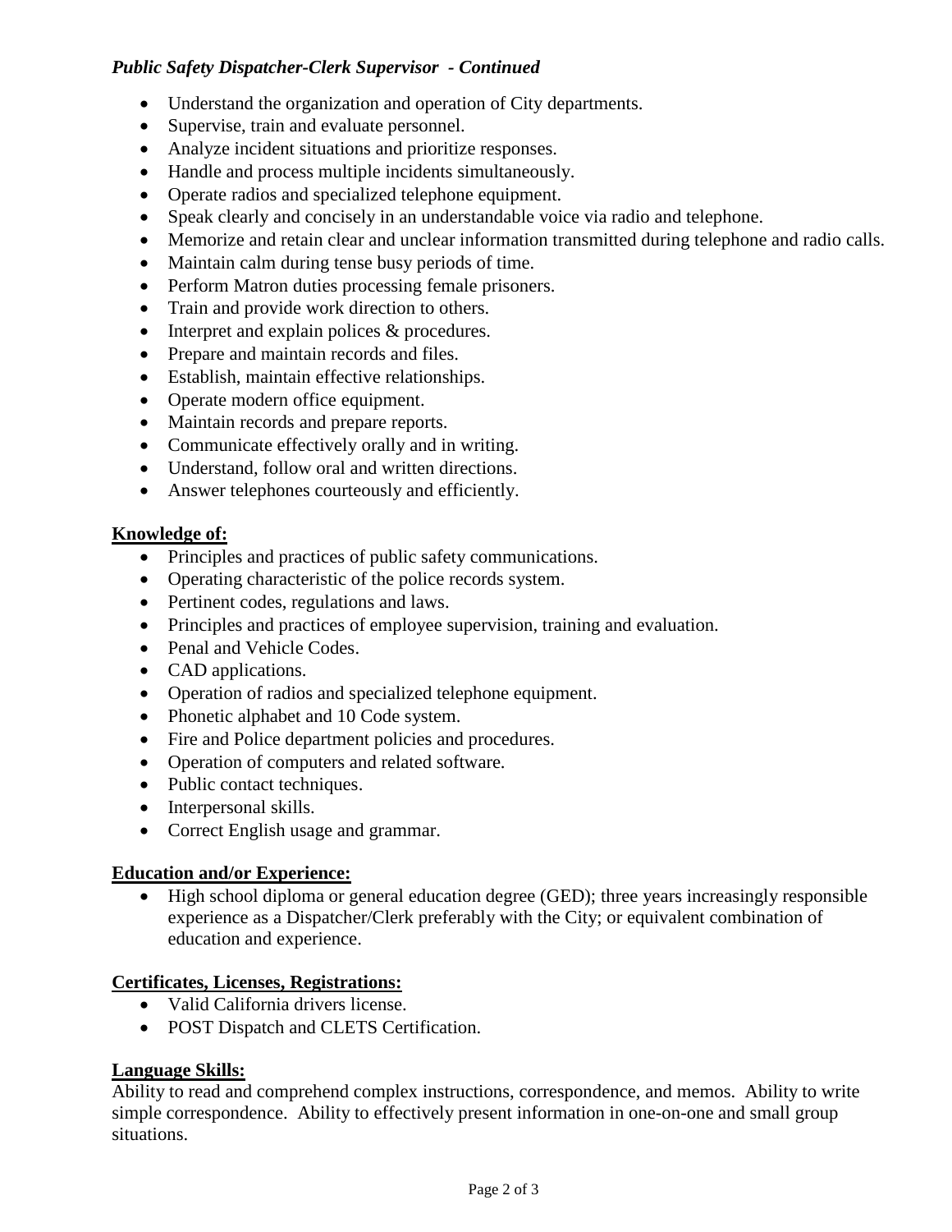*Public Safety Dispatcher-Clerk Supervisor - Continued*

- Understand the organization and operation of City departments.
- Supervise, train and evaluate personnel.
- Analyze incident situations and prioritize responses.
- Handle and process multiple incidents simultaneously.
- Operate radios and specialized telephone equipment.
- Speak clearly and concisely in an understandable voice via radio and telephone.
- Memorize and retain clear and unclear information transmitted during telephone and radio calls.
- Maintain calm during tense busy periods of time.
- Perform Matron duties processing female prisoners.
- Train and provide work direction to others.
- Interpret and explain polices & procedures.
- Prepare and maintain records and files.
- Establish, maintain effective relationships.
- Operate modern office equipment.
- Maintain records and prepare reports.
- Communicate effectively orally and in writing.
- Understand, follow oral and written directions.
- Answer telephones courteously and efficiently.

**Knowledge of:**

- Principles and practices of public safety communications.
- Operating characteristic of the police records system.
- Pertinent codes, regulations and laws.
- Principles and practices of employee supervision, training and evaluation.
- Penal and Vehicle Codes.
- CAD applications.
- Operation of radios and specialized telephone equipment.
- Phonetic alphabet and 10 Code system.
- Fire and Police department policies and procedures.
- Operation of computers and related software.
- Public contact techniques.
- Interpersonal skills.
- Correct English usage and grammar.

**Education and/or Experience:**

- High school diploma or general education degree (GED); three years increasingly responsible experience as a Dispatcher/Clerk preferably with the City; or equivalent combination of education and experience.

**Certificates, Licenses, Registrations:**

- Valid California drivers license.
- POST Dispatch and CLETS Certification.

**Language Skills:**

Ability to read and comprehend complex instructions, correspondence, and memos. Ability to write simple correspondence. Ability to effectively present information in one-on-one and small group situations.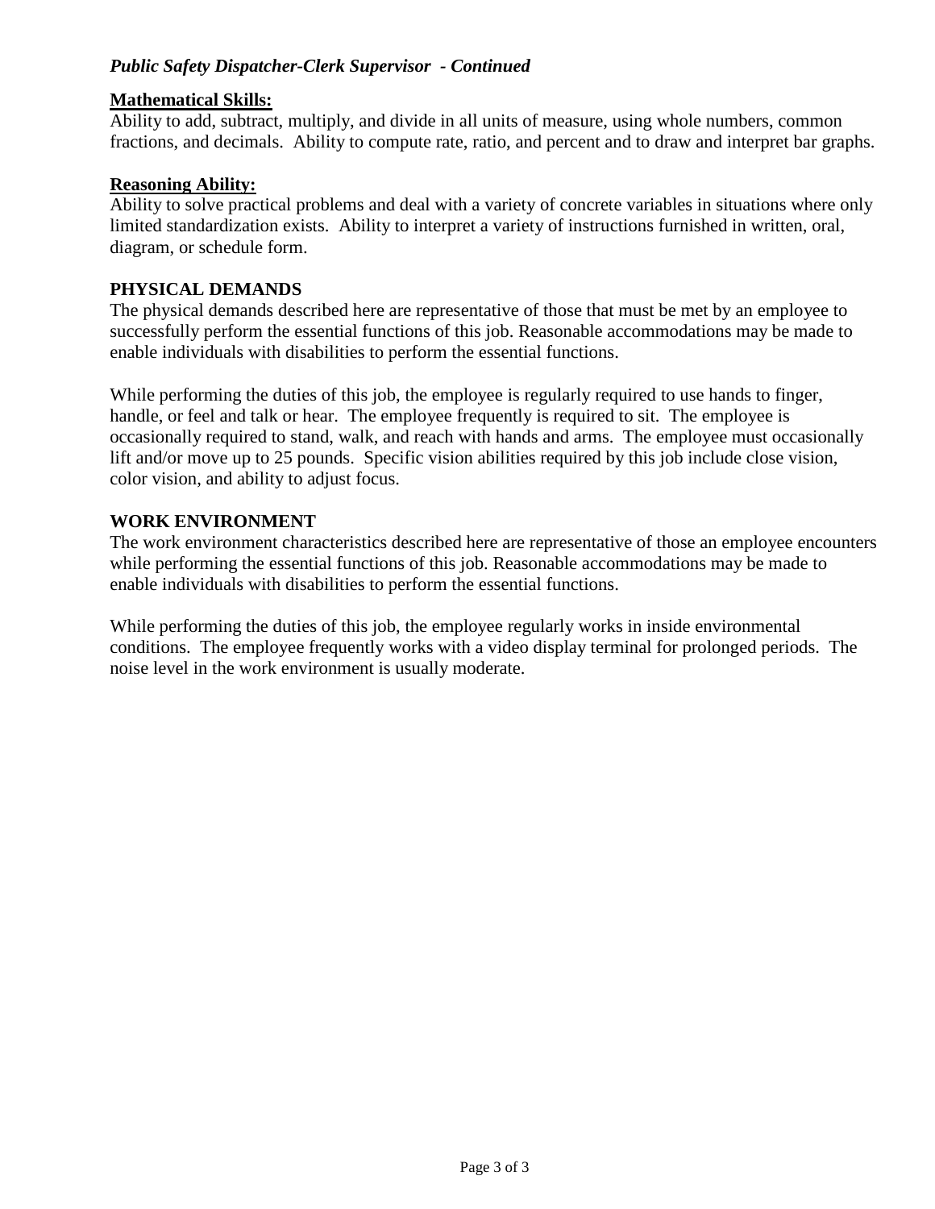*Public Safety Dispatcher-Clerk Supervisor - Continued*

**Mathematical Skills:**

Ability to add, subtract, multiply, and divide in all units of measure, using whole numbers, common fractions, and decimals. Ability to compute rate, ratio, and percent and to draw and interpret bar graphs.

**Reasoning Ability:**

Ability to solve practical problems and deal with a variety of concrete variables in situations where only limited standardization exists. Ability to interpret a variety of instructions furnished in written, oral, diagram, or schedule form.

## PHYSICAL DEMANDS

The physical demands described here are representative of those that must be met by an employee to successfully perform the essential functions of this job. Reasonable accommodations may be made to enable individuals with disabilities to perform the essential functions.

While performing the duties of this job, the employee is regularly required to use hands to finger, handle, or feel and talk or hear. The employee frequently is required to sit. The employee is occasionally required to stand, walk, and reach with hands and arms. The employee must occasionally lift and/or move up to 25 pounds. Specific vision abilities required by this job include close vision, color vision, and ability to adjust focus.

## WORK ENVIRONMENT

The work environment characteristics described here are representative of those an employee encounters while performing the essential functions of this job. Reasonable accommodations may be made to enable individuals with disabilities to perform the essential functions.

While performing the duties of this job, the employee regularly works in inside environmental conditions. The employee frequently works with a video display terminal for prolonged periods. The noise level in the work environment is usually moderate.